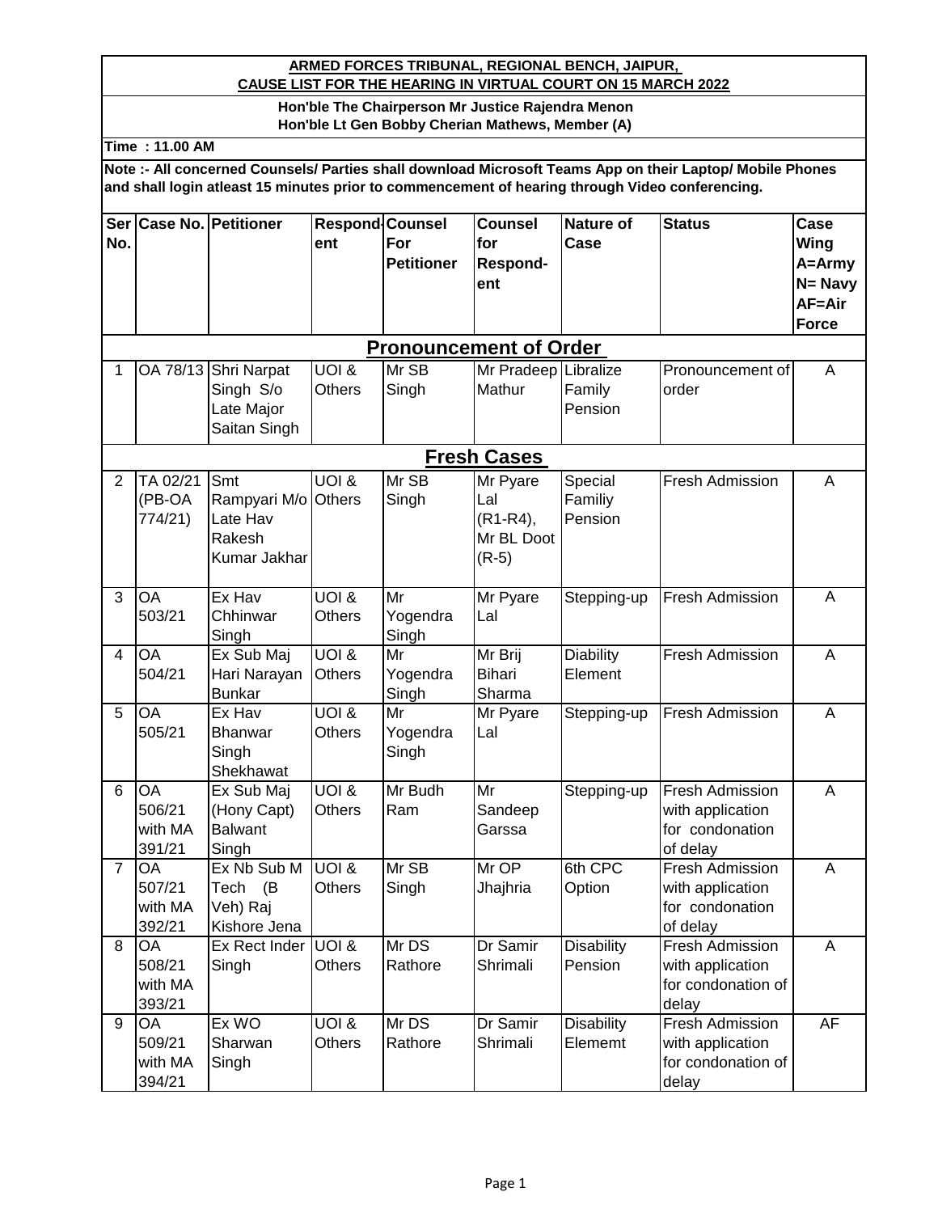**ARMED FORCES TRIBUNAL, REGIONAL BENCH, JAIPUR,**
**CAUSE LIST FOR THE HEARING IN VIRTUAL COURT ON 15 MARCH 2022**

**Hon'ble The Chairperson Mr Justice Rajendra Menon**
**Hon'ble Lt Gen Bobby Cherian Mathews, Member (A)**

**Time : 11.00 AM**

**Note :- All concerned Counsels/ Parties shall download Microsoft Teams App on their Laptop/ Mobile Phones and shall login atleast 15 minutes prior to commencement of hearing through Video conferencing.**

| Ser No. | Case No. | Petitioner | Respond-ent | Counsel For Petitioner | Counsel for Respond-ent | Nature of Case | Status | Case Wing A=Army N= Navy AF=Air Force |
|---|---|---|---|---|---|---|---|---|
| | | | | **Pronouncement of Order** | | | | |
| 1 | OA 78/13 | Shri Narpat Singh S/o Late Major Saitan Singh | UOI & Others | Mr SB Singh | Mr Pradeep Mathur | Libralize Family Pension | Pronouncement of order | A |
| | | | | **Fresh Cases** | | | | |
| 2 | TA 02/21 (PB-OA 774/21) | Smt Rampyari M/o Late Hav Rakesh Kumar Jakhar | UOI & Others | Mr SB Singh | Mr Pyare Lal (R1-R4), Mr BL Doot (R-5) | Special Familiy Pension | Fresh Admission | A |
| 3 | OA 503/21 | Ex Hav Chhinwar Singh | UOI & Others | Mr Yogendra Singh | Mr Pyare Lal | Stepping-up | Fresh Admission | A |
| 4 | OA 504/21 | Ex Sub Maj Hari Narayan Bunkar | UOI & Others | Mr Yogendra Singh | Mr Brij Bihari Sharma | Diability Element | Fresh Admission | A |
| 5 | OA 505/21 | Ex Hav Bhanwar Singh Shekhawat | UOI & Others | Mr Yogendra Singh | Mr Pyare Lal | Stepping-up | Fresh Admission | A |
| 6 | OA 506/21 with MA 391/21 | Ex Sub Maj (Hony Capt) Balwant Singh | UOI & Others | Mr Budh Ram | Mr Sandeep Garssa | Stepping-up | Fresh Admission with application for condonation of delay | A |
| 7 | OA 507/21 with MA 392/21 | Ex Nb Sub M Tech (B Veh) Raj Kishore Jena | UOI & Others | Mr SB Singh | Mr OP Jhajhria | 6th CPC Option | Fresh Admission with application for condonation of delay | A |
| 8 | OA 508/21 with MA 393/21 | Ex Rect Inder Singh | UOI & Others | Mr DS Rathore | Dr Samir Shrimali | Disability Pension | Fresh Admission with application for condonation of delay | A |
| 9 | OA 509/21 with MA 394/21 | Ex WO Sharwan Singh | UOI & Others | Mr DS Rathore | Dr Samir Shrimali | Disability Elememt | Fresh Admission with application for condonation of delay | AF |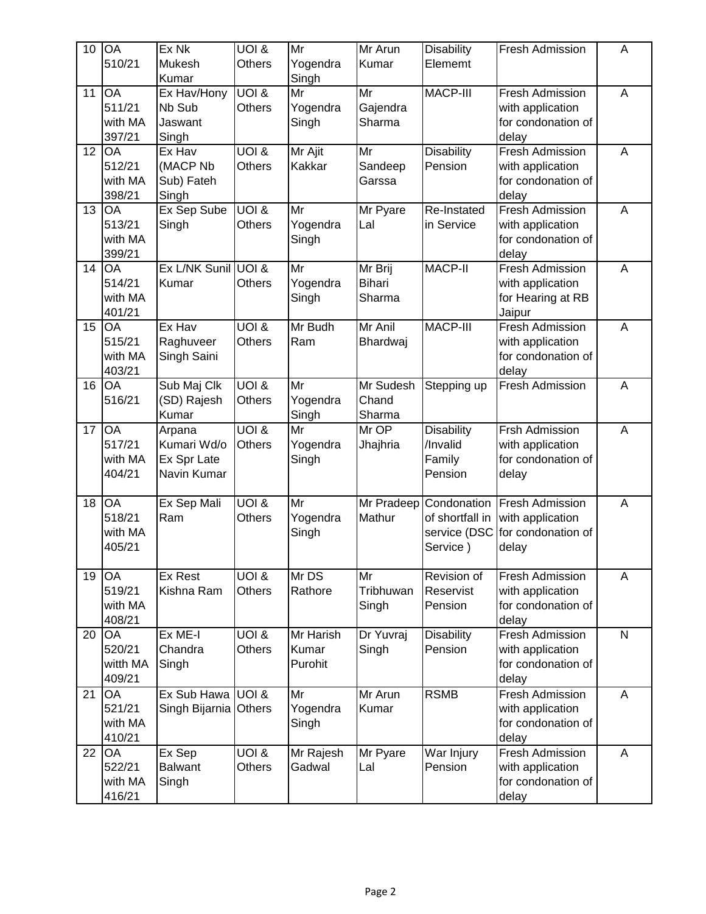| 10 | OA 510/21 | Ex Nk Mukesh Kumar | UOI & Others | Mr Yogendra Singh | Mr Arun Kumar | Disability Elememt | Fresh Admission | A |
|---|---|---|---|---|---|---|---|---|
| 11 | OA 511/21 with MA 397/21 | Ex Hav/Hony Nb Sub Jaswant Singh | UOI & Others | Mr Yogendra Singh | Mr Gajendra Sharma | MACP-III | Fresh Admission with application for condonation of delay | A |
| 12 | OA 512/21 with MA 398/21 | Ex Hav (MACP Nb Sub) Fateh Singh | UOI & Others | Mr Ajit Kakkar | Mr Sandeep Garssa | Disability Pension | Fresh Admission with application for condonation of delay | A |
| 13 | OA 513/21 with MA 399/21 | Ex Sep Sube Singh | UOI & Others | Mr Yogendra Singh | Mr Pyare Lal | Re-Instated in Service | Fresh Admission with application for condonation of delay | A |
| 14 | OA 514/21 with MA 401/21 | Ex L/NK Sunil Kumar | UOI & Others | Mr Yogendra Singh | Mr Brij Bihari Sharma | MACP-II | Fresh Admission with application for Hearing at RB Jaipur | A |
| 15 | OA 515/21 with MA 403/21 | Ex Hav Raghuveer Singh Saini | UOI & Others | Mr Budh Ram | Mr Anil Bhardwaj | MACP-III | Fresh Admission with application for condonation of delay | A |
| 16 | OA 516/21 | Sub Maj Clk (SD) Rajesh Kumar | UOI & Others | Mr Yogendra Singh | Mr Sudesh Chand Sharma | Stepping up | Fresh Admission | A |
| 17 | OA 517/21 with MA 404/21 | Arpana Kumari Wd/o Ex Spr Late Navin Kumar | UOI & Others | Mr Yogendra Singh | Mr OP Jhajhria | Disability /Invalid Family Pension | Frsh Admission with application for condonation of delay | A |
| 18 | OA 518/21 with MA 405/21 | Ex Sep Mali Ram | UOI & Others | Mr Yogendra Singh | Mr Pradeep Mathur | Condonation of shortfall in service (DSC Service ) | Fresh Admission with application for condonation of delay | A |
| 19 | OA 519/21 with MA 408/21 | Ex Rest Kishna Ram | UOI & Others | Mr DS Rathore | Mr Tribhuwan Singh | Revision of Reservist Pension | Fresh Admission with application for condonation of delay | A |
| 20 | OA 520/21 witth MA 409/21 | Ex ME-I Chandra Singh | UOI & Others | Mr Harish Kumar Purohit | Dr Yuvraj Singh | Disability Pension | Fresh Admission with application for condonation of delay | N |
| 21 | OA 521/21 with MA 410/21 | Ex Sub Hawa Singh Bijarnia | UOI & Others | Mr Yogendra Singh | Mr Arun Kumar | RSMB | Fresh Admission with application for condonation of delay | A |
| 22 | OA 522/21 with MA 416/21 | Ex Sep Balwant Singh | UOI & Others | Mr Rajesh Gadwal | Mr Pyare Lal | War Injury Pension | Fresh Admission with application for condonation of delay | A |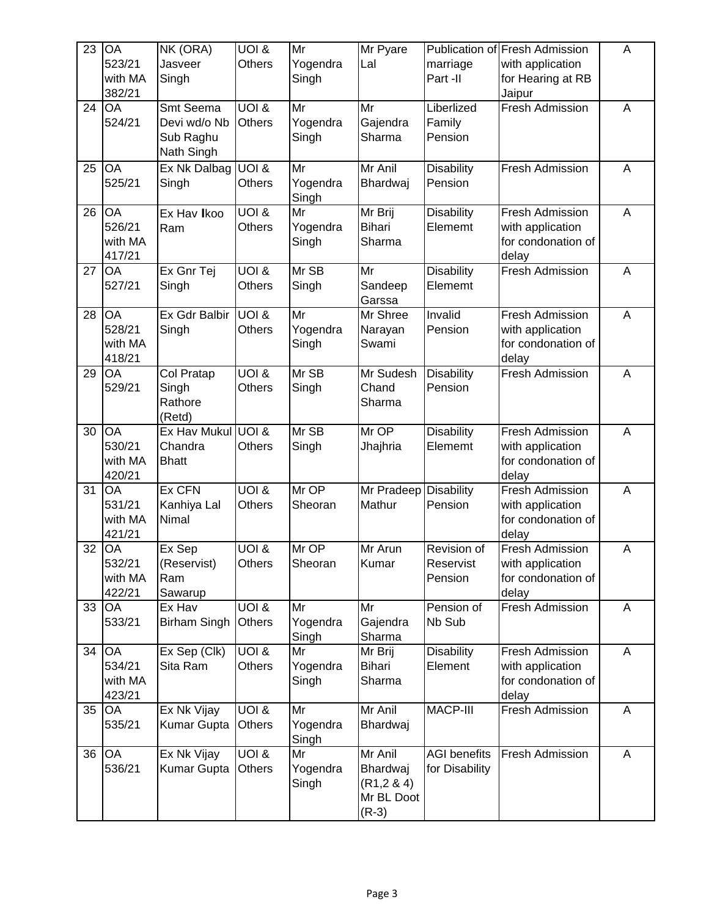| 23 | OA 523/21 with MA 382/21 | NK (ORA) Jasveer Singh | UOI & Others | Mr Yogendra Singh | Mr Pyare Lal | Publication of marriage Part -II | Fresh Admission with application for Hearing at RB Jaipur | A |
|---|---|---|---|---|---|---|---|---|
| 24 | OA 524/21 | Smt Seema Devi wd/o Nb Sub Raghu Nath Singh | UOI & Others | Mr Yogendra Singh | Mr Gajendra Sharma | Liberlized Family Pension | Fresh Admission | A |
| 25 | OA 525/21 | Ex Nk Dalbag Singh | UOI & Others | Mr Yogendra Singh | Mr Anil Bhardwaj | Disability Pension | Fresh Admission | A |
| 26 | OA 526/21 with MA 417/21 | Ex Hav Ikoo Ram | UOI & Others | Mr Yogendra Singh | Mr Brij Bihari Sharma | Disability Elememt | Fresh Admission with application for condonation of delay | A |
| 27 | OA 527/21 | Ex Gnr Tej Singh | UOI & Others | Mr SB Singh | Mr Sandeep Garssa | Disability Elememt | Fresh Admission | A |
| 28 | OA 528/21 with MA 418/21 | Ex Gdr Balbir Singh | UOI & Others | Mr Yogendra Singh | Mr Shree Narayan Swami | Invalid Pension | Fresh Admission with application for condonation of delay | A |
| 29 | OA 529/21 | Col Pratap Singh Rathore (Retd) | UOI & Others | Mr SB Singh | Mr Sudesh Chand Sharma | Disability Pension | Fresh Admission | A |
| 30 | OA 530/21 with MA 420/21 | Ex Hav Mukul Chandra Bhatt | UOI & Others | Mr SB Singh | Mr OP Jhajhria | Disability Elememt | Fresh Admission with application for condonation of delay | A |
| 31 | OA 531/21 with MA 421/21 | Ex CFN Kanhiya Lal Nimal | UOI & Others | Mr OP Sheoran | Mr Pradeep Mathur | Disability Pension | Fresh Admission with application for condonation of delay | A |
| 32 | OA 532/21 with MA 422/21 | Ex Sep (Reservist) Ram Sawarup | UOI & Others | Mr OP Sheoran | Mr Arun Kumar | Revision of Reservist Pension | Fresh Admission with application for condonation of delay | A |
| 33 | OA 533/21 | Ex Hav Birham Singh | UOI & Others | Mr Yogendra Singh | Mr Gajendra Sharma | Pension of Nb Sub | Fresh Admission | A |
| 34 | OA 534/21 with MA 423/21 | Ex Sep (Clk) Sita Ram | UOI & Others | Mr Yogendra Singh | Mr Brij Bihari Sharma | Disability Element | Fresh Admission with application for condonation of delay | A |
| 35 | OA 535/21 | Ex Nk Vijay Kumar Gupta | UOI & Others | Mr Yogendra Singh | Mr Anil Bhardwaj | MACP-III | Fresh Admission | A |
| 36 | OA 536/21 | Ex Nk Vijay Kumar Gupta | UOI & Others | Mr Yogendra Singh | Mr Anil Bhardwaj (R1,2 & 4) Mr BL Doot (R-3) | AGI benefits for Disability | Fresh Admission | A |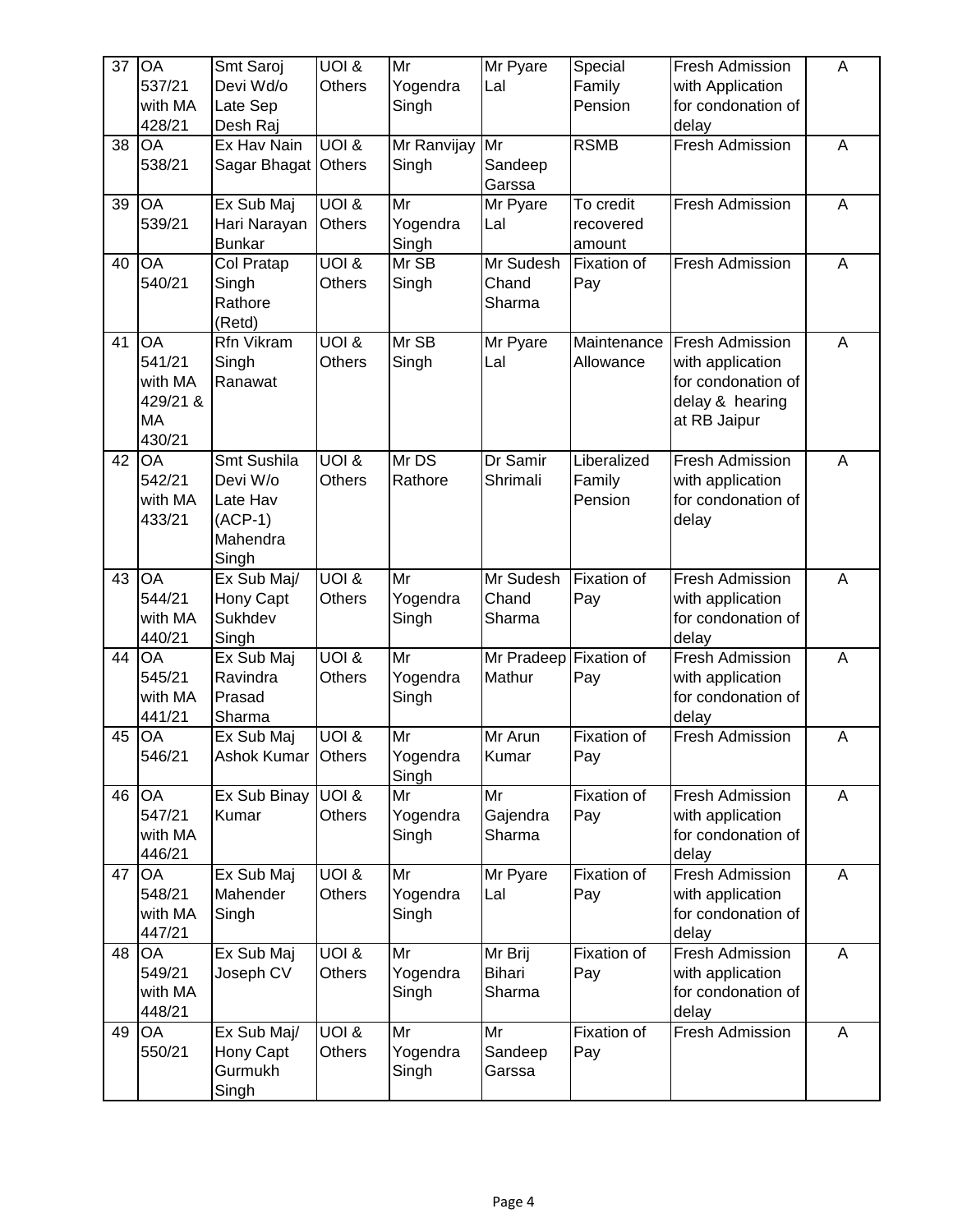| 37 | OA 537/21 with MA 428/21 | Smt Saroj Devi Wd/o Late Sep Desh Raj | UOI & Others | Mr Yogendra Singh | Mr Pyare Lal | Special Family Pension | Fresh Admission with Application for condonation of delay | A |
|---|---|---|---|---|---|---|---|---|
| 38 | OA 538/21 | Ex Hav Nain Sagar Bhagat | UOI & Others | Mr Ranvijay Singh | Mr Sandeep Garssa | RSMB | Fresh Admission | A |
| 39 | OA 539/21 | Ex Sub Maj Hari Narayan Bunkar | UOI & Others | Mr Yogendra Singh | Mr Pyare Lal | To credit recovered amount | Fresh Admission | A |
| 40 | OA 540/21 | Col Pratap Singh Rathore (Retd) | UOI & Others | Mr SB Singh | Mr Sudesh Chand Sharma | Fixation of Pay | Fresh Admission | A |
| 41 | OA 541/21 with MA 429/21 & MA 430/21 | Rfn Vikram Singh Ranawat | UOI & Others | Mr SB Singh | Mr Pyare Lal | Maintenance Allowance | Fresh Admission with application for condonation of delay & hearing at RB Jaipur | A |
| 42 | OA 542/21 with MA 433/21 | Smt Sushila Devi W/o Late Hav (ACP-1) Mahendra Singh | UOI & Others | Mr DS Rathore | Dr Samir Shrimali | Liberalized Family Pension | Fresh Admission with application for condonation of delay | A |
| 43 | OA 544/21 with MA 440/21 | Ex Sub Maj/ Hony Capt Sukhdev Singh | UOI & Others | Mr Yogendra Singh | Mr Sudesh Chand Sharma | Fixation of Pay | Fresh Admission with application for condonation of delay | A |
| 44 | OA 545/21 with MA 441/21 | Ex Sub Maj Ravindra Prasad Sharma | UOI & Others | Mr Yogendra Singh | Mr Pradeep Mathur | Fixation of Pay | Fresh Admission with application for condonation of delay | A |
| 45 | OA 546/21 | Ex Sub Maj Ashok Kumar | UOI & Others | Mr Yogendra Singh | Mr Arun Kumar | Fixation of Pay | Fresh Admission | A |
| 46 | OA 547/21 with MA 446/21 | Ex Sub Binay Kumar | UOI & Others | Mr Yogendra Singh | Mr Gajendra Sharma | Fixation of Pay | Fresh Admission with application for condonation of delay | A |
| 47 | OA 548/21 with MA 447/21 | Ex Sub Maj Mahender Singh | UOI & Others | Mr Yogendra Singh | Mr Pyare Lal | Fixation of Pay | Fresh Admission with application for condonation of delay | A |
| 48 | OA 549/21 with MA 448/21 | Ex Sub Maj Joseph CV | UOI & Others | Mr Yogendra Singh | Mr Brij Bihari Sharma | Fixation of Pay | Fresh Admission with application for condonation of delay | A |
| 49 | OA 550/21 | Ex Sub Maj/ Hony Capt Gurmukh Singh | UOI & Others | Mr Yogendra Singh | Mr Sandeep Garssa | Fixation of Pay | Fresh Admission | A |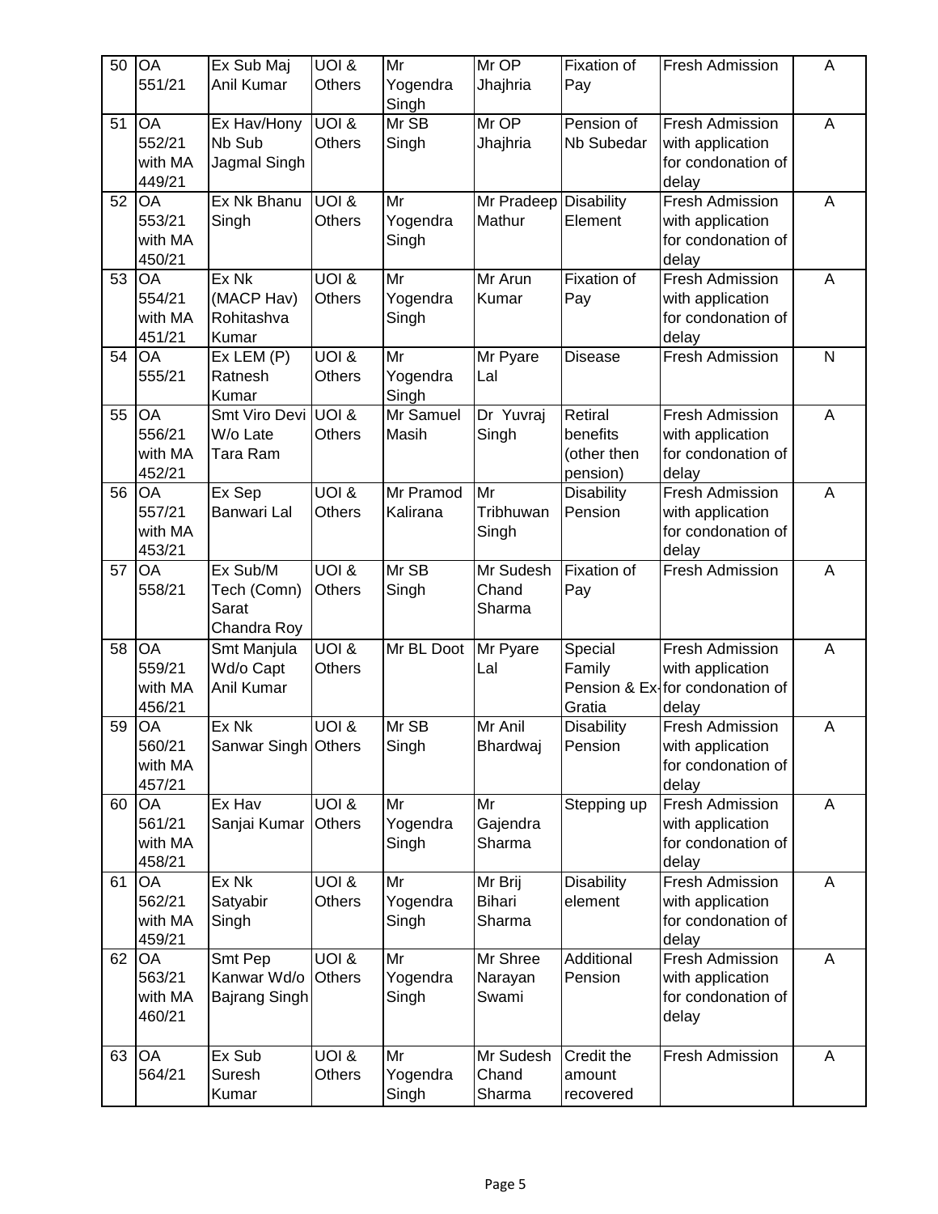| 50 | OA 551/21 | Ex Sub Maj Anil Kumar | UOI & Others | Mr Yogendra Singh | Mr OP Jhajhria | Fixation of Pay | Fresh Admission | A |
|---|---|---|---|---|---|---|---|---|
| 51 | OA 552/21 with MA 449/21 | Ex Hav/Hony Nb Sub Jagmal Singh | UOI & Others | Mr SB Singh | Mr OP Jhajhria | Pension of Nb Subedar | Fresh Admission with application for condonation of delay | A |
| 52 | OA 553/21 with MA 450/21 | Ex Nk Bhanu Singh | UOI & Others | Mr Yogendra Singh | Mr Pradeep Mathur | Disability Element | Fresh Admission with application for condonation of delay | A |
| 53 | OA 554/21 with MA 451/21 | Ex Nk (MACP Hav) Rohitashva Kumar | UOI & Others | Mr Yogendra Singh | Mr Arun Kumar | Fixation of Pay | Fresh Admission with application for condonation of delay | A |
| 54 | OA 555/21 | Ex LEM (P) Ratnesh Kumar | UOI & Others | Mr Yogendra Singh | Mr Pyare Lal | Disease | Fresh Admission | N |
| 55 | OA 556/21 with MA 452/21 | Smt Viro Devi W/o Late Tara Ram | UOI & Others | Mr Samuel Masih | Dr Yuvraj Singh | Retiral benefits (other then pension) | Fresh Admission with application for condonation of delay | A |
| 56 | OA 557/21 with MA 453/21 | Ex Sep Banwari Lal | UOI & Others | Mr Pramod Kalirana | Mr Tribhuwan Singh | Disability Pension | Fresh Admission with application for condonation of delay | A |
| 57 | OA 558/21 | Ex Sub/M Tech (Comn) Sarat Chandra Roy | UOI & Others | Mr SB Singh | Mr Sudesh Chand Sharma | Fixation of Pay | Fresh Admission | A |
| 58 | OA 559/21 with MA 456/21 | Smt Manjula Wd/o Capt Anil Kumar | UOI & Others | Mr BL Doot | Mr Pyare Lal | Special Family Pension & Ex-Gratia | Fresh Admission with application for condonation of delay | A |
| 59 | OA 560/21 with MA 457/21 | Ex Nk Sanwar Singh | UOI & Others | Mr SB Singh | Mr Anil Bhardwaj | Disability Pension | Fresh Admission with application for condonation of delay | A |
| 60 | OA 561/21 with MA 458/21 | Ex Hav Sanjai Kumar | UOI & Others | Mr Yogendra Singh | Mr Gajendra Sharma | Stepping up | Fresh Admission with application for condonation of delay | A |
| 61 | OA 562/21 with MA 459/21 | Ex Nk Satyabir Singh | UOI & Others | Mr Yogendra Singh | Mr Brij Bihari Sharma | Disability element | Fresh Admission with application for condonation of delay | A |
| 62 | OA 563/21 with MA 460/21 | Smt Pep Kanwar Wd/o Bajrang Singh | UOI & Others | Mr Yogendra Singh | Mr Shree Narayan Swami | Additional Pension | Fresh Admission with application for condonation of delay | A |
| 63 | OA 564/21 | Ex Sub Suresh Kumar | UOI & Others | Mr Yogendra Singh | Mr Sudesh Chand Sharma | Credit the amount recovered | Fresh Admission | A |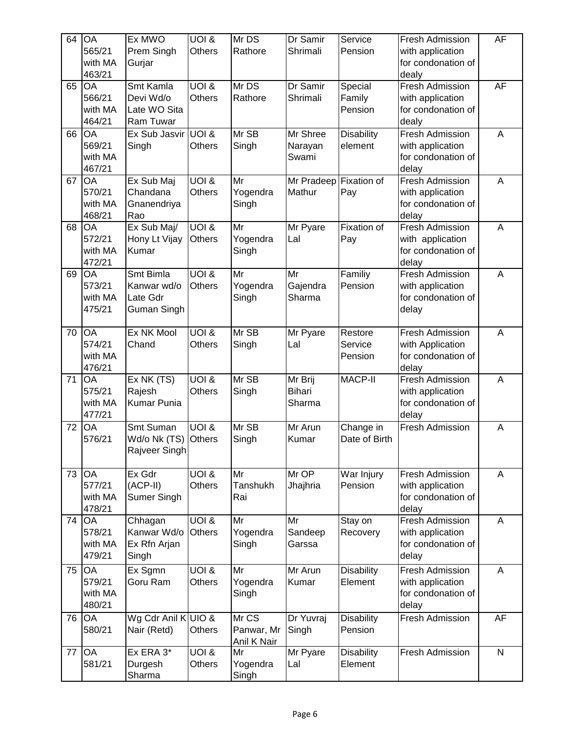| 64 | OA 565/21 with MA 463/21 | Ex MWO Prem Singh Gurjar | UOI & Others | Mr DS Rathore | Dr Samir Shrimali | Service Pension | Fresh Admission with application for condonation of dealy | AF |
|---|---|---|---|---|---|---|---|---|
| 65 | OA 566/21 with MA 464/21 | Smt Kamla Devi Wd/o Late WO Sita Ram Tuwar | UOI & Others | Mr DS Rathore | Dr Samir Shrimali | Special Family Pension | Fresh Admission with application for condonation of dealy | AF |
| 66 | OA 569/21 with MA 467/21 | Ex Sub Jasvir Singh | UOI & Others | Mr SB Singh | Mr Shree Narayan Swami | Disability element | Fresh Admission with application for condonation of delay | A |
| 67 | OA 570/21 with MA 468/21 | Ex Sub Maj Chandana Gnanendriya Rao | UOI & Others | Mr Yogendra Singh | Mr Pradeep Mathur | Fixation of Pay | Fresh Admission with application for condonation of delay | A |
| 68 | OA 572/21 with MA 472/21 | Ex Sub Maj/ Hony Lt Vijay Kumar | UOI & Others | Mr Yogendra Singh | Mr Pyare Lal | Fixation of Pay | Fresh Admission with application for condonation of delay | A |
| 69 | OA 573/21 with MA 475/21 | Smt Bimla Kanwar wd/o Late Gdr Guman Singh | UOI & Others | Mr Yogendra Singh | Mr Gajendra Sharma | Familiy Pension | Fresh Admission with application for condonation of delay | A |
| 70 | OA 574/21 with MA 476/21 | Ex NK Mool Chand | UOI & Others | Mr SB Singh | Mr Pyare Lal | Restore Service Pension | Fresh Admission with Application for condonation of delay | A |
| 71 | OA 575/21 with MA 477/21 | Ex NK (TS) Rajesh Kumar Punia | UOI & Others | Mr SB Singh | Mr Brij Bihari Sharma | MACP-II | Fresh Admission with application for condonation of delay | A |
| 72 | OA 576/21 | Smt Suman Wd/o Nk (TS) Rajveer Singh | UOI & Others | Mr SB Singh | Mr Arun Kumar | Change in Date of Birth | Fresh Admission | A |
| 73 | OA 577/21 with MA 478/21 | Ex Gdr (ACP-II) Sumer Singh | UOI & Others | Mr Tanshukh Rai | Mr OP Jhajhria | War Injury Pension | Fresh Admission with application for condonation of delay | A |
| 74 | OA 578/21 with MA 479/21 | Chhagan Kanwar Wd/o Ex Rfn Arjan Singh | UOI & Others | Mr Yogendra Singh | Mr Sandeep Garssa | Stay on Recovery | Fresh Admission with application for condonation of delay | A |
| 75 | OA 579/21 with MA 480/21 | Ex Sgmn Goru Ram | UOI & Others | Mr Yogendra Singh | Mr Arun Kumar | Disability Element | Fresh Admission with application for condonation of delay | A |
| 76 | OA 580/21 | Wg Cdr Anil K Nair (Retd) | UIO & Others | Mr CS Panwar, Mr Anil K Nair | Dr Yuvraj Singh | Disability Pension | Fresh Admission | AF |
| 77 | OA 581/21 | Ex ERA 3* Durgesh Sharma | UOI & Others | Mr Yogendra Singh | Mr Pyare Lal | Disability Element | Fresh Admission | N |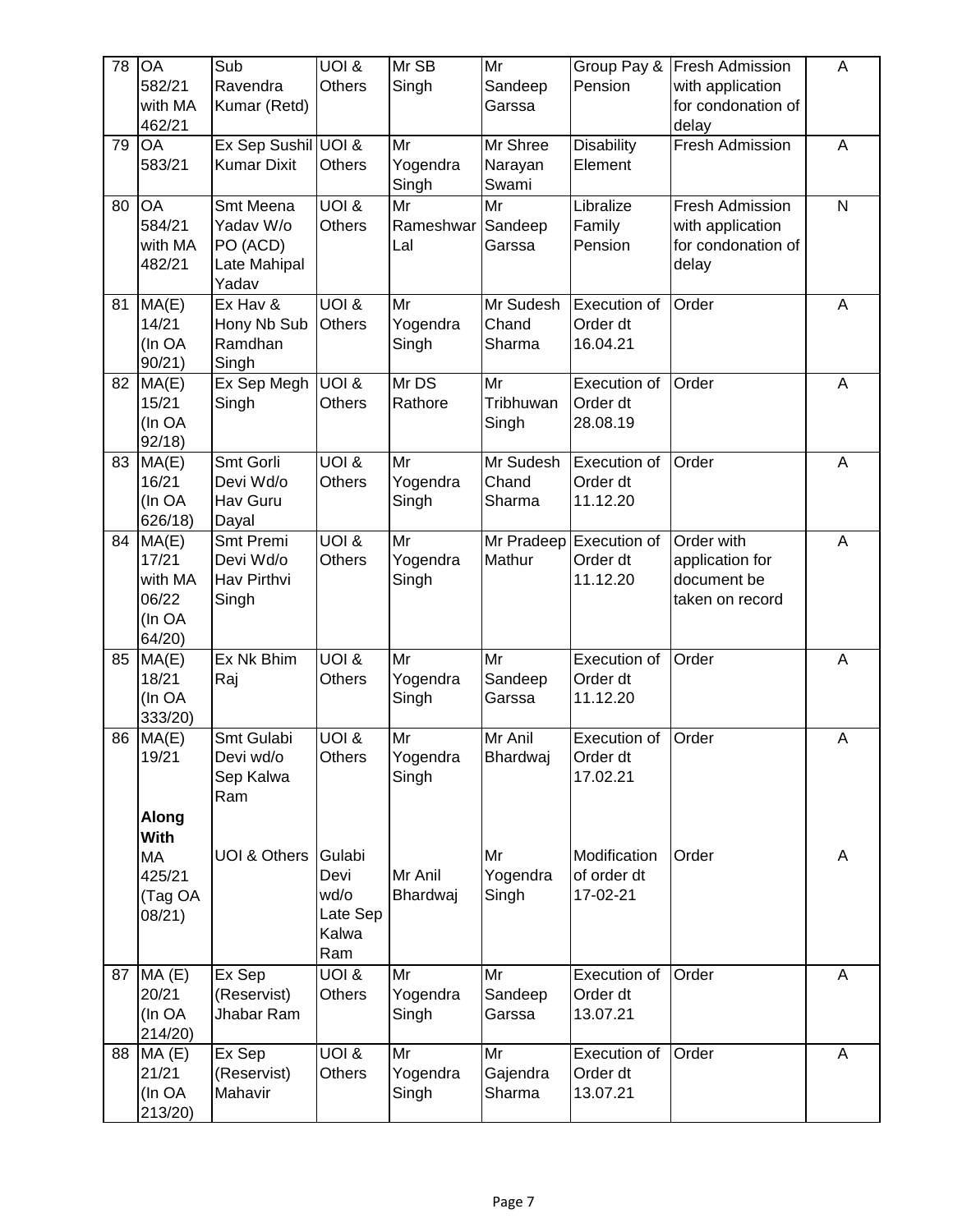| 78 | OA 582/21 with MA 462/21 | Sub Ravendra Kumar (Retd) | UOI & Others | Mr SB Singh | Mr Sandeep Garssa | Group Pay & Pension | Fresh Admission with application for condonation of delay | A |
|---|---|---|---|---|---|---|---|---|
| 79 | OA 583/21 | Ex Sep Sushil Kumar Dixit | UOI & Others | Mr Yogendra Singh | Mr Shree Narayan Swami | Disability Element | Fresh Admission | A |
| 80 | OA 584/21 with MA 482/21 | Smt Meena Yadav W/o PO (ACD) Late Mahipal Yadav | UOI & Others | Mr Rameshwar Lal | Mr Sandeep Garssa | Libralize Family Pension | Fresh Admission with application for condonation of delay | N |
| 81 | MA(E) 14/21 (In OA 90/21) | Ex Hav & Hony Nb Sub Ramdhan Singh | UOI & Others | Mr Yogendra Singh | Mr Sudesh Chand Sharma | Execution of Order dt 16.04.21 | Order | A |
| 82 | MA(E) 15/21 (In OA 92/18) | Ex Sep Megh Singh | UOI & Others | Mr DS Rathore | Mr Tribhuwan Singh | Execution of Order dt 28.08.19 | Order | A |
| 83 | MA(E) 16/21 (In OA 626/18) | Smt Gorli Devi Wd/o Hav Guru Dayal | UOI & Others | Mr Yogendra Singh | Mr Sudesh Chand Sharma | Execution of Order dt 11.12.20 | Order | A |
| 84 | MA(E) 17/21 with MA 06/22 (In OA 64/20) | Smt Premi Devi Wd/o Hav Pirthvi Singh | UOI & Others | Mr Yogendra Singh | Mr Pradeep Mathur | Execution of Order dt 11.12.20 | Order with application for document be taken on record | A |
| 85 | MA(E) 18/21 (In OA 333/20) | Ex Nk Bhim Raj | UOI & Others | Mr Yogendra Singh | Mr Sandeep Garssa | Execution of Order dt 11.12.20 | Order | A |
| 86 | MA(E) 19/21 | Smt Gulabi Devi wd/o Sep Kalwa Ram | UOI & Others | Mr Yogendra Singh | Mr Anil Bhardwaj | Execution of Order dt 17.02.21 | Order | A |
| | **Along With** MA 425/21 (Tag OA 08/21) | UOI & Others | Gulabi Devi wd/o Late Sep Kalwa Ram | Mr Anil Bhardwaj | Mr Yogendra Singh | Modification of order dt 17-02-21 | Order | A |
| 87 | MA (E) 20/21 (In OA 214/20) | Ex Sep (Reservist) Jhabar Ram | UOI & Others | Mr Yogendra Singh | Mr Sandeep Garssa | Execution of Order dt 13.07.21 | Order | A |
| 88 | MA (E) 21/21 (In OA 213/20) | Ex Sep (Reservist) Mahavir | UOI & Others | Mr Yogendra Singh | Mr Gajendra Sharma | Execution of Order dt 13.07.21 | Order | A |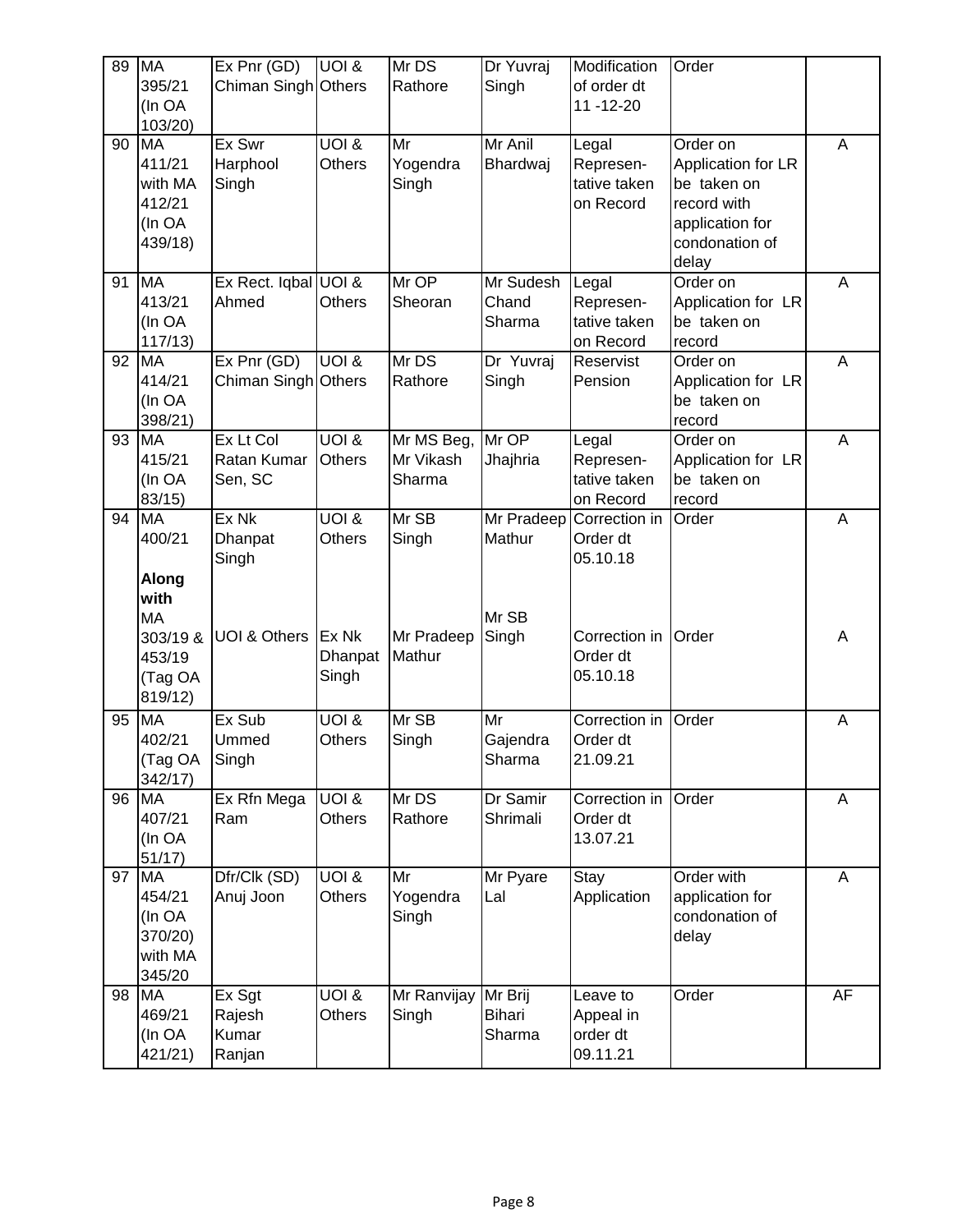| 89 | MA 395/21 (In OA 103/20) | Ex Pnr (GD) Chiman Singh | UOI & Others | Mr DS Rathore | Dr Yuvraj Singh | Modification of order dt 11 -12-20 | Order | |
|---|---|---|---|---|---|---|---|---|
| 90 | MA 411/21 with MA 412/21 (In OA 439/18) | Ex Swr Harphool Singh | UOI & Others | Mr Yogendra Singh | Mr Anil Bhardwaj | Legal Represen-tative taken on Record | Order on Application for LR be taken on record with application for condonation of delay | A |
| 91 | MA 413/21 (In OA 117/13) | Ex Rect. Iqbal Ahmed | UOI & Others | Mr OP Sheoran | Mr Sudesh Chand Sharma | Legal Represen-tative taken on Record | Order on Application for LR be taken on record | A |
| 92 | MA 414/21 (In OA 398/21) | Ex Pnr (GD) Chiman Singh | UOI & Others | Mr DS Rathore | Dr Yuvraj Singh | Reservist Pension | Order on Application for LR be taken on record | A |
| 93 | MA 415/21 (In OA 83/15) | Ex Lt Col Ratan Kumar Sen, SC | UOI & Others | Mr MS Beg, Mr Vikash Sharma | Mr OP Jhajhria | Legal Represen-tative taken on Record | Order on Application for LR be taken on record | A |
| 94 | MA 400/21 | Ex Nk Dhanpat Singh | UOI & Others | Mr SB Singh | Mr Pradeep Mathur | Correction in Order dt 05.10.18 | Order | A |
| | **Along with** MA 303/19 & 453/19 (Tag OA 819/12) | UOI & Others | Ex Nk Dhanpat Singh | Mr Pradeep Mathur | Mr SB Singh | Correction in Order dt 05.10.18 | Order | A |
| 95 | MA 402/21 (Tag OA 342/17) | Ex Sub Ummed Singh | UOI & Others | Mr SB Singh | Mr Gajendra Sharma | Correction in Order dt 21.09.21 | Order | A |
| 96 | MA 407/21 (In OA 51/17) | Ex Rfn Mega Ram | UOI & Others | Mr DS Rathore | Dr Samir Shrimali | Correction in Order dt 13.07.21 | Order | A |
| 97 | MA 454/21 (In OA 370/20) with MA 345/20 | Dfr/Clk (SD) Anuj Joon | UOI & Others | Mr Yogendra Singh | Mr Pyare Lal | Stay Application | Order with application for condonation of delay | A |
| 98 | MA 469/21 (In OA 421/21) | Ex Sgt Rajesh Kumar Ranjan | UOI & Others | Mr Ranvijay Singh | Mr Brij Bihari Sharma | Leave to Appeal in order dt 09.11.21 | Order | AF |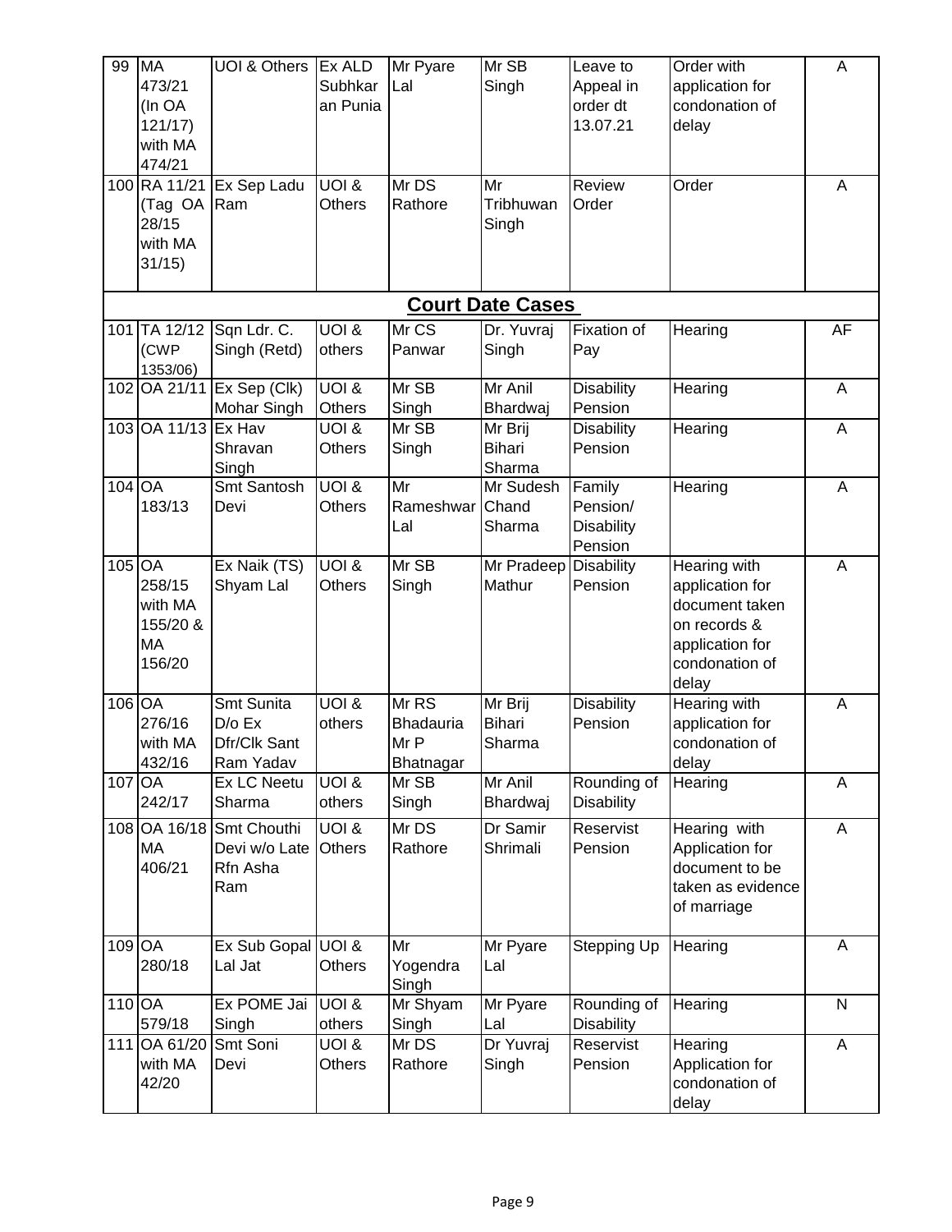| 99 | MA 473/21 (In OA 121/17) with MA 474/21 | UOI & Others | Ex ALD Subhkaran Punia | Mr Pyare Lal | Mr SB Singh | Leave to Appeal in order dt 13.07.21 | Order with application for condonation of delay | A |
|---|---|---|---|---|---|---|---|---|
| 100 | RA 11/21 (Tag OA 28/15 with MA 31/15) | Ex Sep Ladu Ram | UOI & Others | Mr DS Rathore | Mr Tribhuwan Singh | Review Order | Order | A |
| | | | | **Court Date Cases** | | | | |
| 101 | TA 12/12 (CWP 1353/06) | Sqn Ldr. C. Singh (Retd) | UOI & others | Mr CS Panwar | Dr. Yuvraj Singh | Fixation of Pay | Hearing | AF |
| 102 | OA 21/11 | Ex Sep (Clk) Mohar Singh | UOI & Others | Mr SB Singh | Mr Anil Bhardwaj | Disability Pension | Hearing | A |
| 103 | OA 11/13 | Ex Hav Shravan Singh | UOI & Others | Mr SB Singh | Mr Brij Bihari Sharma | Disability Pension | Hearing | A |
| 104 | OA 183/13 | Smt Santosh Devi | UOI & Others | Mr Rameshwar Lal | Mr Sudesh Chand Sharma | Family Pension/ Disability Pension | Hearing | A |
| 105 | OA 258/15 with MA 155/20 & MA 156/20 | Ex Naik (TS) Shyam Lal | UOI & Others | Mr SB Singh | Mr Pradeep Mathur | Disability Pension | Hearing with application for document taken on records & application for condonation of delay | A |
| 106 | OA 276/16 with MA 432/16 | Smt Sunita D/o Ex Dfr/Clk Sant Ram Yadav | UOI & others | Mr RS Bhadauria Mr P Bhatnagar | Mr Brij Bihari Sharma | Disability Pension | Hearing with application for condonation of delay | A |
| 107 | OA 242/17 | Ex LC Neetu Sharma | UOI & others | Mr SB Singh | Mr Anil Bhardwaj | Rounding of Disability | Hearing | A |
| 108 | OA 16/18 MA 406/21 | Smt Chouthi Devi w/o Late Rfn Asha Ram | UOI & Others | Mr DS Rathore | Dr Samir Shrimali | Reservist Pension | Hearing with Application for document to be taken as evidence of marriage | A |
| 109 | OA 280/18 | Ex Sub Gopal Lal Jat | UOI & Others | Mr Yogendra Singh | Mr Pyare Lal | Stepping Up | Hearing | A |
| 110 | OA 579/18 | Ex POME Jai Singh | UOI & others | Mr Shyam Singh | Mr Pyare Lal | Rounding of Disability | Hearing | N |
| 111 | OA 61/20 with MA 42/20 | Smt Soni Devi | UOI & Others | Mr DS Rathore | Dr Yuvraj Singh | Reservist Pension | Hearing Application for condonation of delay | A |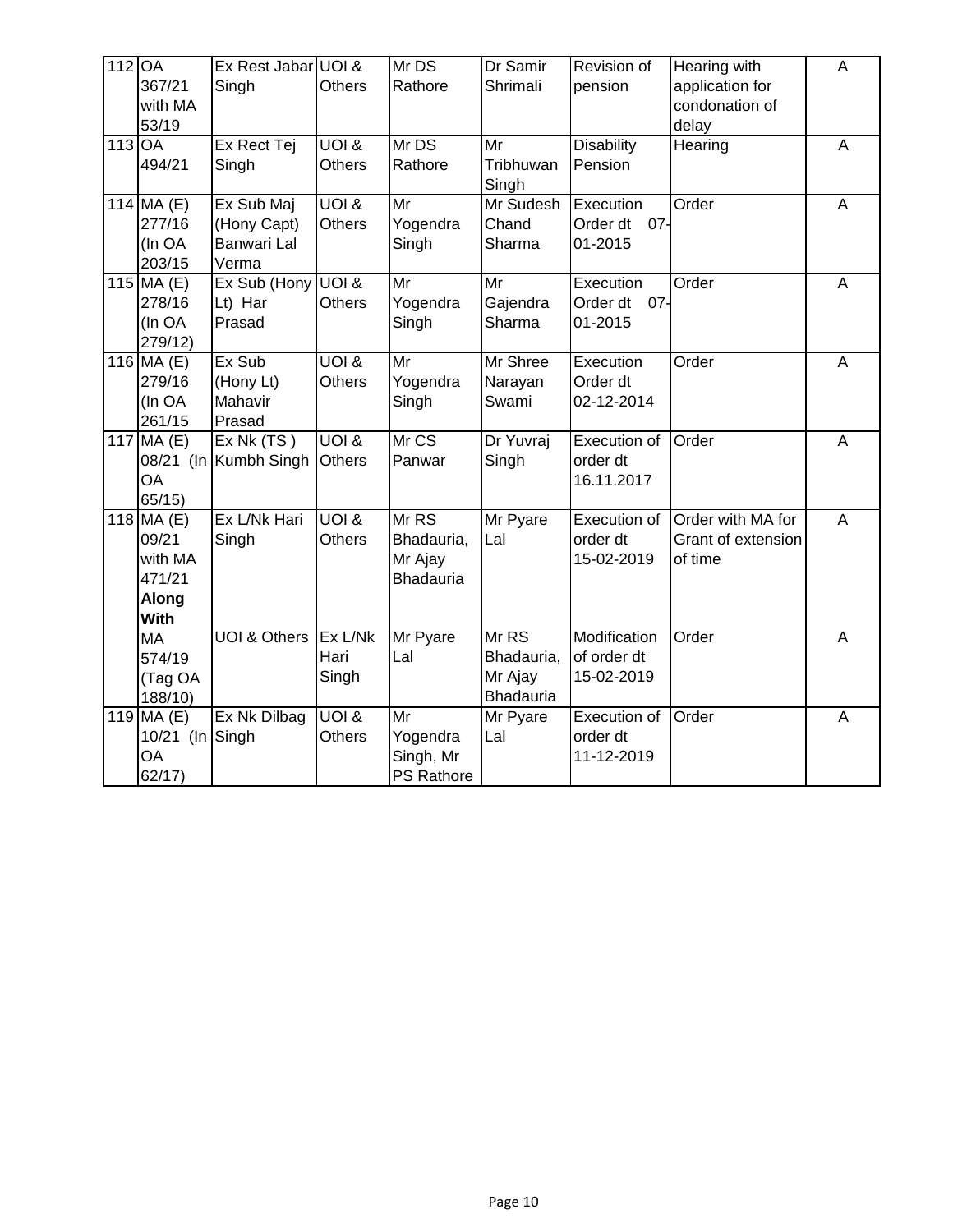| | | | | | | | | |
|---|---|---|---|---|---|---|---|---|
| 112 | OA 367/21 with MA 53/19 | Ex Rest Jabar Singh | UOI & Others | Mr DS Rathore | Dr Samir Shrimali | Revision of pension | Hearing with application for condonation of delay | A |
| 113 | OA 494/21 | Ex Rect Tej Singh | UOI & Others | Mr DS Rathore | Mr Tribhuwan Singh | Disability Pension | Hearing | A |
| 114 | MA (E) 277/16 (In OA 203/15 | Ex Sub Maj (Hony Capt) Banwari Lal Verma | UOI & Others | Mr Yogendra Singh | Mr Sudesh Chand Sharma | Execution Order dt 07-01-2015 | Order | A |
| 115 | MA (E) 278/16 (In OA 279/12) | Ex Sub (Hony Lt) Har Prasad | UOI & Others | Mr Yogendra Singh | Mr Gajendra Sharma | Execution Order dt 07-01-2015 | Order | A |
| 116 | MA (E) 279/16 (In OA 261/15 | Ex Sub (Hony Lt) Mahavir Prasad | UOI & Others | Mr Yogendra Singh | Mr Shree Narayan Swami | Execution Order dt 02-12-2014 | Order | A |
| 117 | MA (E) 08/21 (In OA 65/15) | Ex Nk (TS ) Kumbh Singh | UOI & Others | Mr CS Panwar | Dr Yuvraj Singh | Execution of order dt 16.11.2017 | Order | A |
| 118 | MA (E) 09/21 with MA 471/21 **Along With** | Ex L/Nk Hari Singh | UOI & Others | Mr RS Bhadauria, Mr Ajay Bhadauria | Mr Pyare Lal | Execution of order dt 15-02-2019 | Order with MA for Grant of extension of time | A |
| | MA 574/19 (Tag OA 188/10) | UOI & Others | Ex L/Nk Hari Singh | Mr Pyare Lal | Mr RS Bhadauria, Mr Ajay Bhadauria | Modification of order dt 15-02-2019 | Order | A |
| 119 | MA (E) 10/21 (In OA 62/17) | Ex Nk Dilbag Singh | UOI & Others | Mr Yogendra Singh, Mr PS Rathore | Mr Pyare Lal | Execution of order dt 11-12-2019 | Order | A |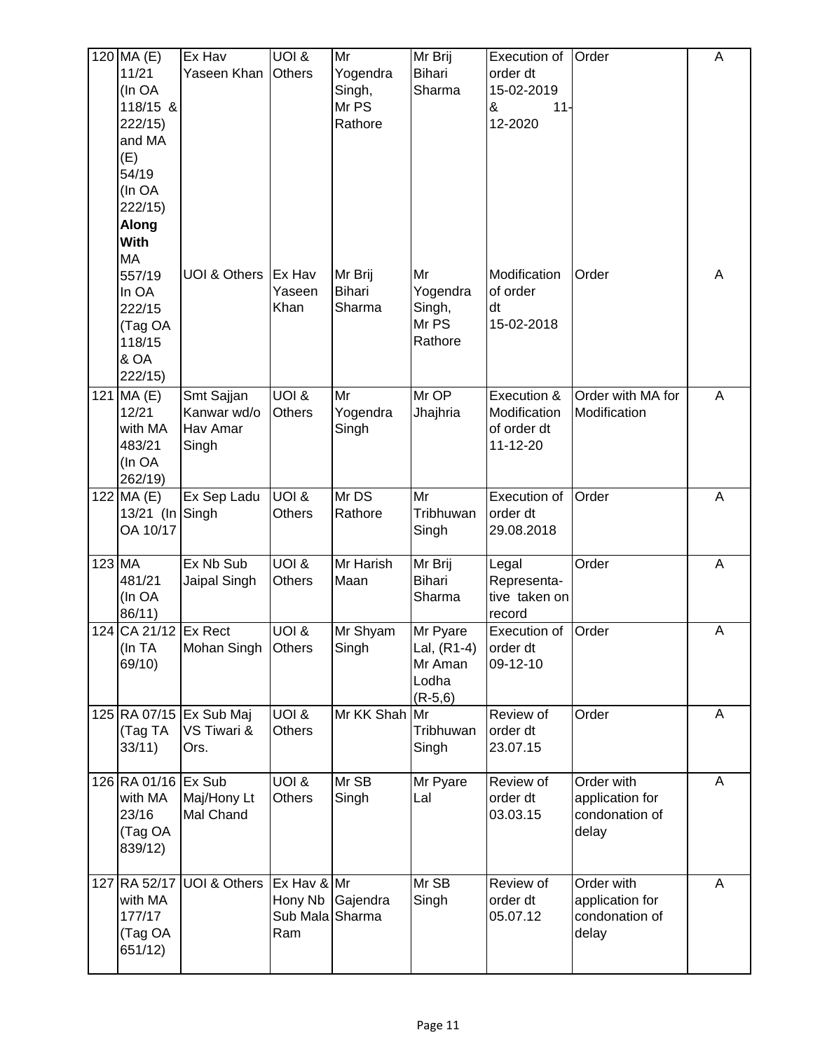| 120 | MA (E) 11/21 (In OA 118/15 & 222/15) and MA (E) 54/19 (In OA 222/15) **Along With** | Ex Hav Yaseen Khan | UOI & Others | Mr Yogendra Singh, Mr PS Rathore | Mr Brij Bihari Sharma | Execution of order dt 15-02-2019 & 11-12-2020 | Order | A |
|---|---|---|---|---|---|---|---|---|
| | MA 557/19 In OA 222/15 (Tag OA 118/15 & OA 222/15) | UOI & Others | Ex Hav Yaseen Khan | Mr Brij Bihari Sharma | Mr Yogendra Singh, Mr PS Rathore | Modification of order dt 15-02-2018 | Order | A |
| 121 | MA (E) 12/21 with MA 483/21 (In OA 262/19) | Smt Sajjan Kanwar wd/o Hav Amar Singh | UOI & Others | Mr Yogendra Singh | Mr OP Jhajhria | Execution & Modification of order dt 11-12-20 | Order with MA for Modification | A |
| 122 | MA (E) 13/21 (In OA 10/17 | Ex Sep Ladu Singh | UOI & Others | Mr DS Rathore | Mr Tribhuwan Singh | Execution of order dt 29.08.2018 | Order | A |
| 123 | MA 481/21 (In OA 86/11) | Ex Nb Sub Jaipal Singh | UOI & Others | Mr Harish Maan | Mr Brij Bihari Sharma | Legal Representa-tive taken on record | Order | A |
| 124 | CA 21/12 (In TA 69/10) | Ex Rect Mohan Singh | UOI & Others | Mr Shyam Singh | Mr Pyare Lal, (R1-4) Mr Aman Lodha (R-5,6) | Execution of order dt 09-12-10 | Order | A |
| 125 | RA 07/15 (Tag TA 33/11) | Ex Sub Maj VS Tiwari & Ors. | UOI & Others | Mr KK Shah | Mr Tribhuwan Singh | Review of order dt 23.07.15 | Order | A |
| 126 | RA 01/16 with MA 23/16 (Tag OA 839/12) | Ex Sub Maj/Hony Lt Mal Chand | UOI & Others | Mr SB Singh | Mr Pyare Lal | Review of order dt 03.03.15 | Order with application for condonation of delay | A |
| 127 | RA 52/17 with MA 177/17 (Tag OA 651/12) | UOI & Others | Ex Hav & Hony Nb Sub Mala Ram | Mr Gajendra Sharma | Mr SB Singh | Review of order dt 05.07.12 | Order with application for condonation of delay | A |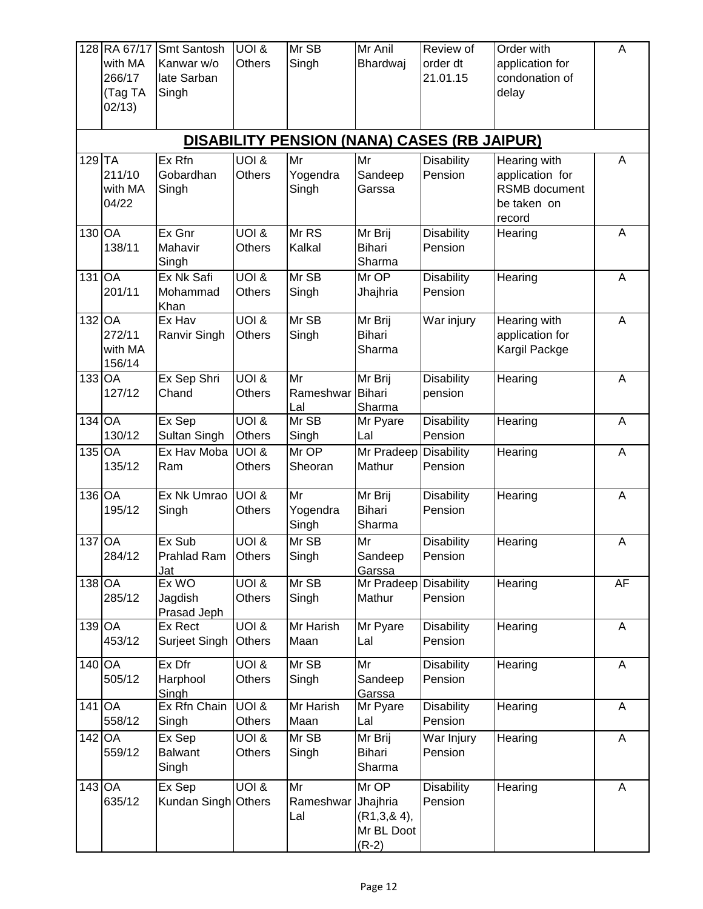| 128 | RA 67/17 with MA 266/17 (Tag TA 02/13) | Smt Santosh Kanwar w/o late Sarban Singh | UOI & Others | Mr SB Singh | Mr Anil Bhardwaj | Review of order dt 21.01.15 | Order with application for condonation of delay | A |
|---|---|---|---|---|---|---|---|---|
| | | | | **DISABILITY PENSION (NANA) CASES (RB JAIPUR)** | | | | |
| 129 | TA 211/10 with MA 04/22 | Ex Rfn Gobardhan Singh | UOI & Others | Mr Yogendra Singh | Mr Sandeep Garssa | Disability Pension | Hearing with application for RSMB document be taken on record | A |
| 130 | OA 138/11 | Ex Gnr Mahavir Singh | UOI & Others | Mr RS Kalkal | Mr Brij Bihari Sharma | Disability Pension | Hearing | A |
| 131 | OA 201/11 | Ex Nk Safi Mohammad Khan | UOI & Others | Mr SB Singh | Mr OP Jhajhria | Disability Pension | Hearing | A |
| 132 | OA 272/11 with MA 156/14 | Ex Hav Ranvir Singh | UOI & Others | Mr SB Singh | Mr Brij Bihari Sharma | War injury | Hearing with application for Kargil Packge | A |
| 133 | OA 127/12 | Ex Sep Shri Chand | UOI & Others | Mr Rameshwar Lal | Mr Brij Bihari Sharma | Disability pension | Hearing | A |
| 134 | OA 130/12 | Ex Sep Sultan Singh | UOI & Others | Mr SB Singh | Mr Pyare Lal | Disability Pension | Hearing | A |
| 135 | OA 135/12 | Ex Hav Moba Ram | UOI & Others | Mr OP Sheoran | Mr Pradeep Mathur | Disability Pension | Hearing | A |
| 136 | OA 195/12 | Ex Nk Umrao Singh | UOI & Others | Mr Yogendra Singh | Mr Brij Bihari Sharma | Disability Pension | Hearing | A |
| 137 | OA 284/12 | Ex Sub Prahlad Ram Jat | UOI & Others | Mr SB Singh | Mr Sandeep Garssa | Disability Pension | Hearing | A |
| 138 | OA 285/12 | Ex WO Jagdish Prasad Jeph | UOI & Others | Mr SB Singh | Mr Pradeep Mathur | Disability Pension | Hearing | AF |
| 139 | OA 453/12 | Ex Rect Surjeet Singh | UOI & Others | Mr Harish Maan | Mr Pyare Lal | Disability Pension | Hearing | A |
| 140 | OA 505/12 | Ex Dfr Harphool Singh | UOI & Others | Mr SB Singh | Mr Sandeep Garssa | Disability Pension | Hearing | A |
| 141 | OA 558/12 | Ex Rfn Chain Singh | UOI & Others | Mr Harish Maan | Mr Pyare Lal | Disability Pension | Hearing | A |
| 142 | OA 559/12 | Ex Sep Balwant Singh | UOI & Others | Mr SB Singh | Mr Brij Bihari Sharma | War Injury Pension | Hearing | A |
| 143 | OA 635/12 | Ex Sep Kundan Singh | UOI & Others | Mr Rameshwar Lal | Mr OP Jhajhria (R1,3,& 4), Mr BL Doot (R-2) | Disability Pension | Hearing | A |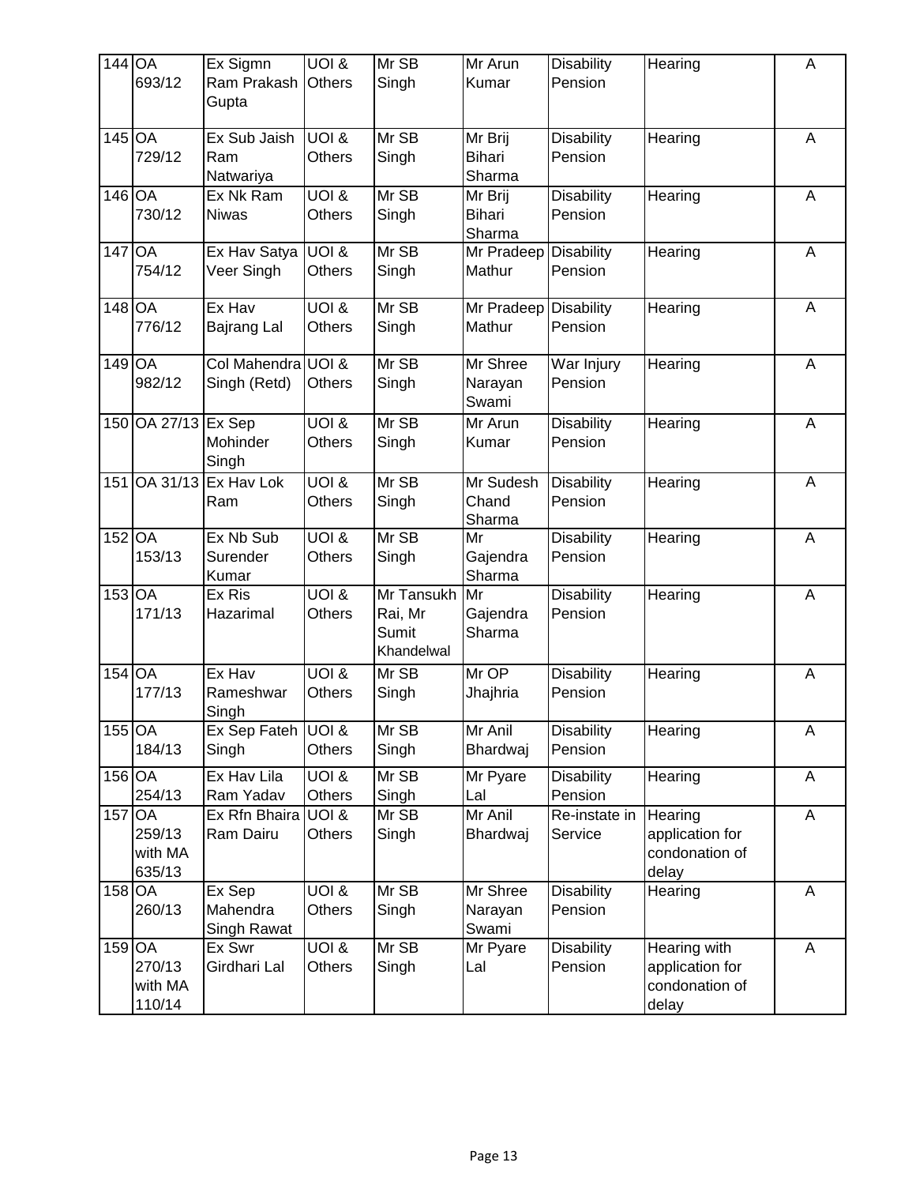| 144 | OA 693/12 | Ex Sigmn Ram Prakash Gupta | UOI & Others | Mr SB Singh | Mr Arun Kumar | Disability Pension | Hearing | A |
|---|---|---|---|---|---|---|---|---|
| 145 | OA 729/12 | Ex Sub Jaish Ram Natwariya | UOI & Others | Mr SB Singh | Mr Brij Bihari Sharma | Disability Pension | Hearing | A |
| 146 | OA 730/12 | Ex Nk Ram Niwas | UOI & Others | Mr SB Singh | Mr Brij Bihari Sharma | Disability Pension | Hearing | A |
| 147 | OA 754/12 | Ex Hav Satya Veer Singh | UOI & Others | Mr SB Singh | Mr Pradeep Mathur | Disability Pension | Hearing | A |
| 148 | OA 776/12 | Ex Hav Bajrang Lal | UOI & Others | Mr SB Singh | Mr Pradeep Mathur | Disability Pension | Hearing | A |
| 149 | OA 982/12 | Col Mahendra Singh (Retd) | UOI & Others | Mr SB Singh | Mr Shree Narayan Swami | War Injury Pension | Hearing | A |
| 150 | OA 27/13 | Ex Sep Mohinder Singh | UOI & Others | Mr SB Singh | Mr Arun Kumar | Disability Pension | Hearing | A |
| 151 | OA 31/13 | Ex Hav Lok Ram | UOI & Others | Mr SB Singh | Mr Sudesh Chand Sharma | Disability Pension | Hearing | A |
| 152 | OA 153/13 | Ex Nb Sub Surender Kumar | UOI & Others | Mr SB Singh | Mr Gajendra Sharma | Disability Pension | Hearing | A |
| 153 | OA 171/13 | Ex Ris Hazarimal | UOI & Others | Mr Tansukh Rai, Mr Sumit Khandelwal | Mr Gajendra Sharma | Disability Pension | Hearing | A |
| 154 | OA 177/13 | Ex Hav Rameshwar Singh | UOI & Others | Mr SB Singh | Mr OP Jhajhria | Disability Pension | Hearing | A |
| 155 | OA 184/13 | Ex Sep Fateh Singh | UOI & Others | Mr SB Singh | Mr Anil Bhardwaj | Disability Pension | Hearing | A |
| 156 | OA 254/13 | Ex Hav Lila Ram Yadav | UOI & Others | Mr SB Singh | Mr Pyare Lal | Disability Pension | Hearing | A |
| 157 | OA 259/13 with MA 635/13 | Ex Rfn Bhaira Ram Dairu | UOI & Others | Mr SB Singh | Mr Anil Bhardwaj | Re-instate in Service | Hearing application for condonation of delay | A |
| 158 | OA 260/13 | Ex Sep Mahendra Singh Rawat | UOI & Others | Mr SB Singh | Mr Shree Narayan Swami | Disability Pension | Hearing | A |
| 159 | OA 270/13 with MA 110/14 | Ex Swr Girdhari Lal | UOI & Others | Mr SB Singh | Mr Pyare Lal | Disability Pension | Hearing with application for condonation of delay | A |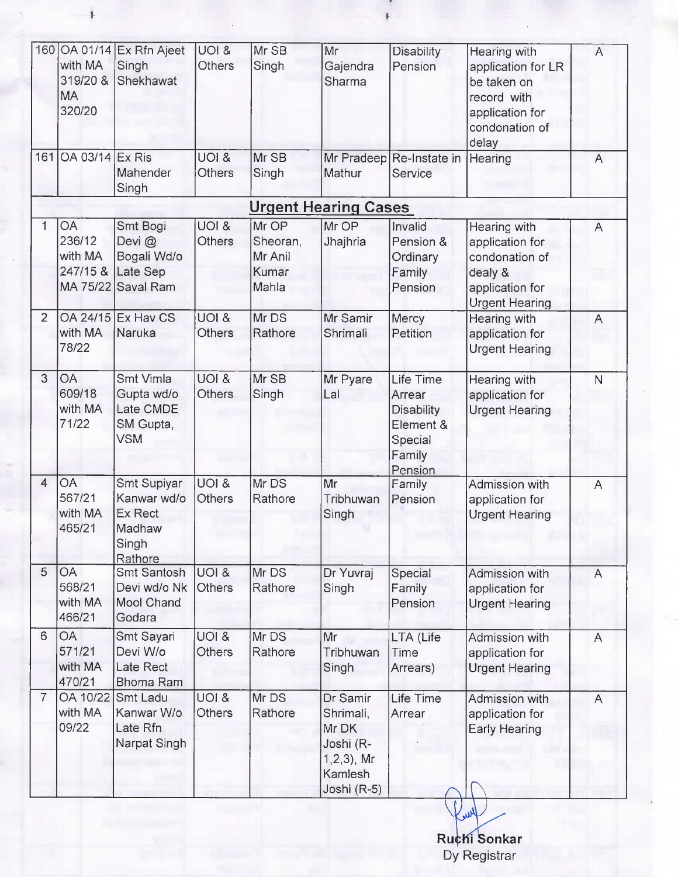| | | | | | | | | |
|---|---|---|---|---|---|---|---|---|
| 160 | OA 01/14 with MA 319/20 & MA 320/20 | Ex Rfn Ajeet Singh Shekhawat | UOI & Others | Mr SB Singh | Mr Gajendra Sharma | Disability Pension | Hearing with application for LR be taken on record with application for condonation of delay | A |
| 161 | OA 03/14 | Ex Ris Mahender Singh | UOI & Others | Mr SB Singh | Mr Pradeep Mathur | Re-Instate in Service | Hearing | A |
| | | | | **Urgent Hearing Cases** | | | | |
| 1 | OA 236/12 with MA 247/15 & MA 75/22 | Smt Bogi Devi @ Bogali Wd/o Late Sep Saval Ram | UOI & Others | Mr OP Sheoran, Mr Anil Kumar Mahla | Mr OP Jhajhria | Invalid Pension & Ordinary Family Pension | Hearing with application for condonation of dealy & application for Urgent Hearing | A |
| 2 | OA 24/15 with MA 78/22 | Ex Hav CS Naruka | UOI & Others | Mr DS Rathore | Mr Samir Shrimali | Mercy Petition | Hearing with application for Urgent Hearing | A |
| 3 | OA 609/18 with MA 71/22 | Smt Vimla Gupta wd/o Late CMDE SM Gupta, VSM | UOI & Others | Mr SB Singh | Mr Pyare Lal | Life Time Arrear Disability Element & Special Family Pension | Hearing with application for Urgent Hearing | N |
| 4 | OA 567/21 with MA 465/21 | Smt Supiyar Kanwar wd/o Ex Rect Madhaw Singh Rathore | UOI & Others | Mr DS Rathore | Mr Tribhuwan Singh | Family Pension | Admission with application for Urgent Hearing | A |
| 5 | OA 568/21 with MA 466/21 | Smt Santosh Devi wd/o Nk Mool Chand Godara | UOI & Others | Mr DS Rathore | Dr Yuvraj Singh | Special Family Pension | Admission with application for Urgent Hearing | A |
| 6 | OA 571/21 with MA 470/21 | Smt Sayari Devi W/o Late Rect Bhoma Ram | UOI & Others | Mr DS Rathore | Mr Tribhuwan Singh | LTA (Life Time Arrears) | Admission with application for Urgent Hearing | A |
| 7 | OA 10/22 with MA 09/22 | Smt Ladu Kanwar W/o Late Rfn Narpat Singh | UOI & Others | Mr DS Rathore | Dr Samir Shrimali, Mr DK Joshi (R-1,2,3), Mr Kamlesh Joshi (R-5) | Life Time Arrear | Admission with application for Early Hearing | A |

Ruchi Sonkar
Dy Registrar